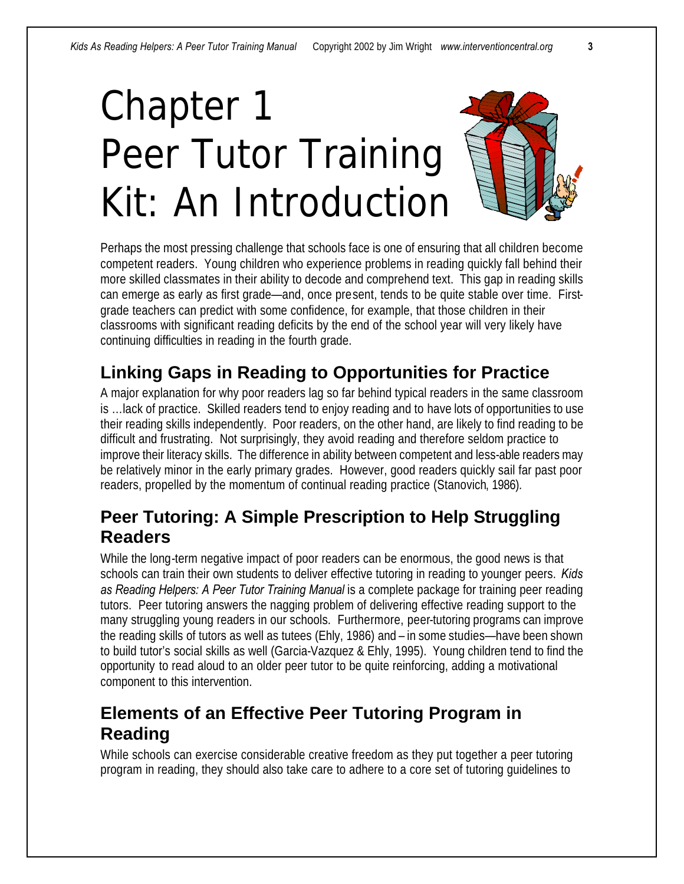# Chapter 1 Peer Tutor Training Kit: An Introduction

Perhaps the most pressing challenge that schools face is one of ensuring that all children become competent readers. Young children who experience problems in reading quickly fall behind their more skilled classmates in their ability to decode and comprehend text. This gap in reading skills can emerge as early as first grade—and, once present, tends to be quite stable over time. First-grade teachers can predict with some confidence, for example, that those children in their classrooms with significant reading deficits by the end of the school year will very likely have continuing difficulties in reading in the fourth grade.

## Linking Gaps in Reading to Opportunities for Practice

A major explanation for why poor readers lag so far behind typical readers in the same classroom is …lack of practice. Skilled readers tend to enjoy reading and to have lots of opportunities to use their reading skills independently. Poor readers, on the other hand, are likely to find reading to be difficult and frustrating. Not surprisingly, they avoid reading and therefore seldom practice to improve their literacy skills. The difference in ability between competent and less-able readers may be relatively minor in the early primary grades. However, good readers quickly sail far past poor readers, propelled by the momentum of continual reading practice (Stanovich, 1986).

## Peer Tutoring: A Simple Prescription to Help Struggling Readers

While the long-term negative impact of poor readers can be enormous, the good news is that schools can train their own students to deliver effective tutoring in reading to younger peers. *Kids as Reading Helpers: A Peer Tutor Training Manual* is a complete package for training peer reading tutors. Peer tutoring answers the nagging problem of delivering effective reading support to the many struggling young readers in our schools. Furthermore, peer-tutoring programs can improve the reading skills of tutors as well as tutees (Ehly, 1986) and – in some studies—have been shown to build tutor's social skills as well (Garcia-Vazquez & Ehly, 1995). Young children tend to find the opportunity to read aloud to an older peer tutor to be quite reinforcing, adding a motivational component to this intervention.

## Elements of an Effective Peer Tutoring Program in Reading

While schools can exercise considerable creative freedom as they put together a peer tutoring program in reading, they should also take care to adhere to a core set of tutoring guidelines to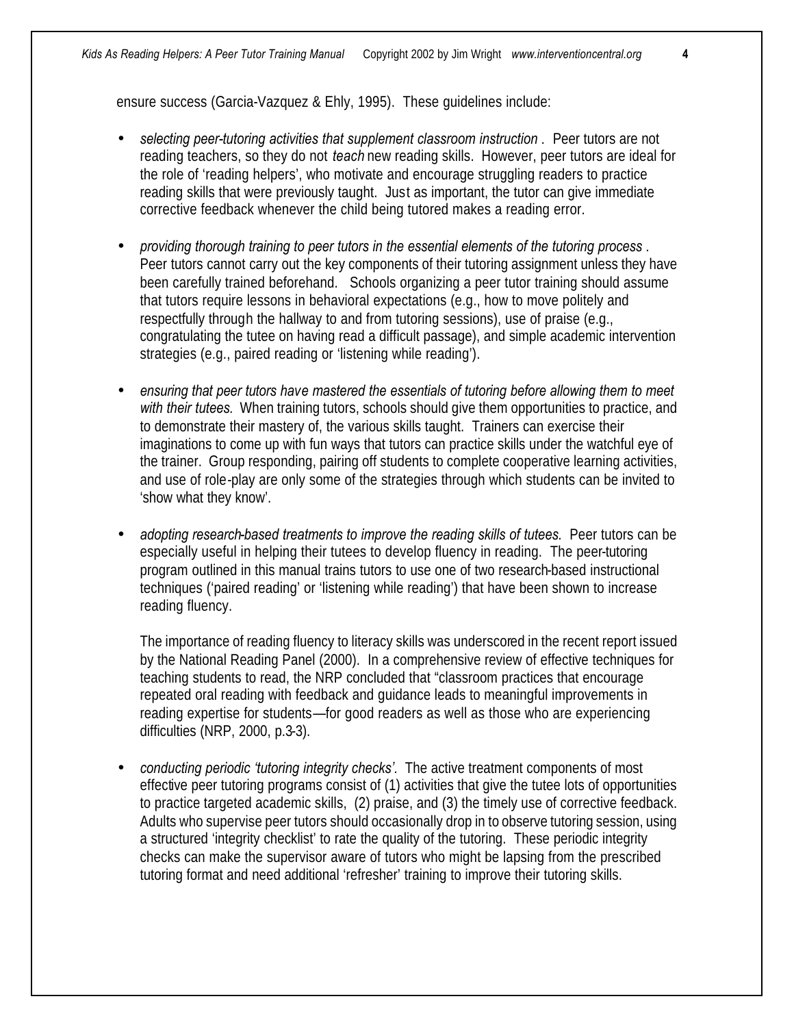ensure success (Garcia-Vazquez & Ehly, 1995). These guidelines include:

- *selecting peer-tutoring activities that supplement classroom instruction .* Peer tutors are not reading teachers, so they do not *teach* new reading skills. However, peer tutors are ideal for the role of 'reading helpers', who motivate and encourage struggling readers to practice reading skills that were previously taught. Just as important, the tutor can give immediate corrective feedback whenever the child being tutored makes a reading error.

- *providing thorough training to peer tutors in the essential elements of the tutoring process .* Peer tutors cannot carry out the key components of their tutoring assignment unless they have been carefully trained beforehand. Schools organizing a peer tutor training should assume that tutors require lessons in behavioral expectations (e.g., how to move politely and respectfully through the hallway to and from tutoring sessions), use of praise (e.g., congratulating the tutee on having read a difficult passage), and simple academic intervention strategies (e.g., paired reading or 'listening while reading').

- *ensuring that peer tutors have mastered the essentials of tutoring before allowing them to meet with their tutees.* When training tutors, schools should give them opportunities to practice, and to demonstrate their mastery of, the various skills taught. Trainers can exercise their imaginations to come up with fun ways that tutors can practice skills under the watchful eye of the trainer. Group responding, pairing off students to complete cooperative learning activities, and use of role-play are only some of the strategies through which students can be invited to 'show what they know'.

- *adopting research-based treatments to improve the reading skills of tutees.* Peer tutors can be especially useful in helping their tutees to develop fluency in reading. The peer-tutoring program outlined in this manual trains tutors to use one of two research-based instructional techniques ('paired reading' or 'listening while reading') that have been shown to increase reading fluency.

  The importance of reading fluency to literacy skills was underscored in the recent report issued by the National Reading Panel (2000). In a comprehensive review of effective techniques for teaching students to read, the NRP concluded that "classroom practices that encourage repeated oral reading with feedback and guidance leads to meaningful improvements in reading expertise for students—for good readers as well as those who are experiencing difficulties (NRP, 2000, p.3-3).

- *conducting periodic 'tutoring integrity checks'.* The active treatment components of most effective peer tutoring programs consist of (1) activities that give the tutee lots of opportunities to practice targeted academic skills, (2) praise, and (3) the timely use of corrective feedback. Adults who supervise peer tutors should occasionally drop in to observe tutoring session, using a structured 'integrity checklist' to rate the quality of the tutoring. These periodic integrity checks can make the supervisor aware of tutors who might be lapsing from the prescribed tutoring format and need additional 'refresher' training to improve their tutoring skills.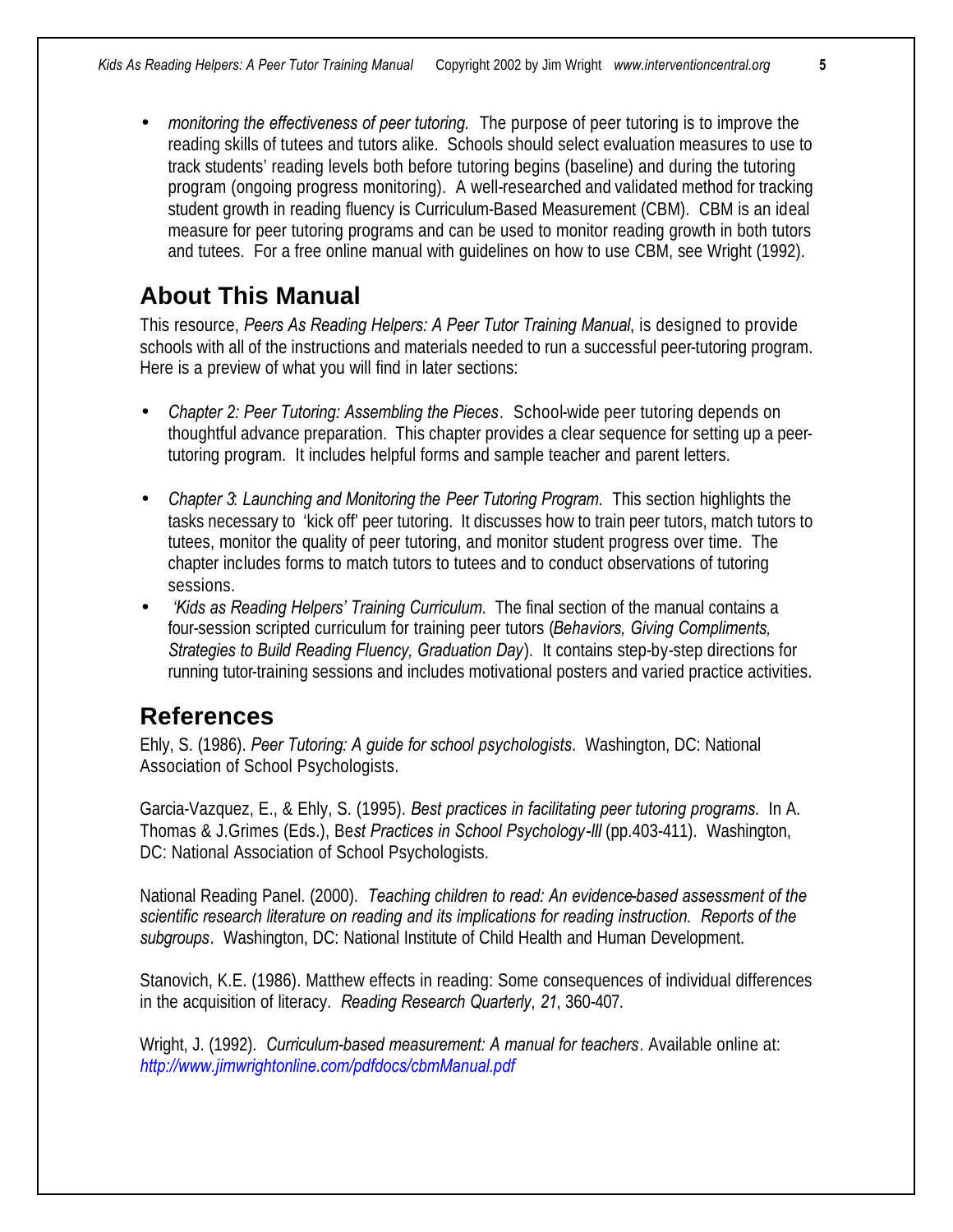- *monitoring the effectiveness of peer tutoring.* The purpose of peer tutoring is to improve the reading skills of tutees and tutors alike. Schools should select evaluation measures to use to track students' reading levels both before tutoring begins (baseline) and during the tutoring program (ongoing progress monitoring). A well-researched and validated method for tracking student growth in reading fluency is Curriculum-Based Measurement (CBM). CBM is an ideal measure for peer tutoring programs and can be used to monitor reading growth in both tutors and tutees. For a free online manual with guidelines on how to use CBM, see Wright (1992).

## About This Manual

This resource, *Peers As Reading Helpers: A Peer Tutor Training Manual*, is designed to provide schools with all of the instructions and materials needed to run a successful peer-tutoring program. Here is a preview of what you will find in later sections:

- *Chapter 2: Peer Tutoring: Assembling the Pieces*. School-wide peer tutoring depends on thoughtful advance preparation. This chapter provides a clear sequence for setting up a peer-tutoring program. It includes helpful forms and sample teacher and parent letters.

- *Chapter 3: Launching and Monitoring the Peer Tutoring Program.* This section highlights the tasks necessary to 'kick off' peer tutoring. It discusses how to train peer tutors, match tutors to tutees, monitor the quality of peer tutoring, and monitor student progress over time. The chapter includes forms to match tutors to tutees and to conduct observations of tutoring sessions.
- *'Kids as Reading Helpers' Training Curriculum.* The final section of the manual contains a four-session scripted curriculum for training peer tutors (*Behaviors, Giving Compliments, Strategies to Build Reading Fluency, Graduation Day*). It contains step-by-step directions for running tutor-training sessions and includes motivational posters and varied practice activities.

## References

Ehly, S. (1986). *Peer Tutoring: A guide for school psychologists*. Washington, DC: National Association of School Psychologists.

Garcia-Vazquez, E., & Ehly, S. (1995). *Best practices in facilitating peer tutoring programs.* In A. Thomas & J.Grimes (Eds.), *Best Practices in School Psychology-III* (pp.403-411). Washington, DC: National Association of School Psychologists.

National Reading Panel. (2000). *Teaching children to read: An evidence-based assessment of the scientific research literature on reading and its implications for reading instruction. Reports of the subgroups*. Washington, DC: National Institute of Child Health and Human Development.

Stanovich, K.E. (1986). Matthew effects in reading: Some consequences of individual differences in the acquisition of literacy. *Reading Research Quarterly*, *21*, 360-407.

Wright, J. (1992). *Curriculum-based measurement: A manual for teachers*. Available online at: *http://www.jimwrightonline.com/pdfdocs/cbmManual.pdf*